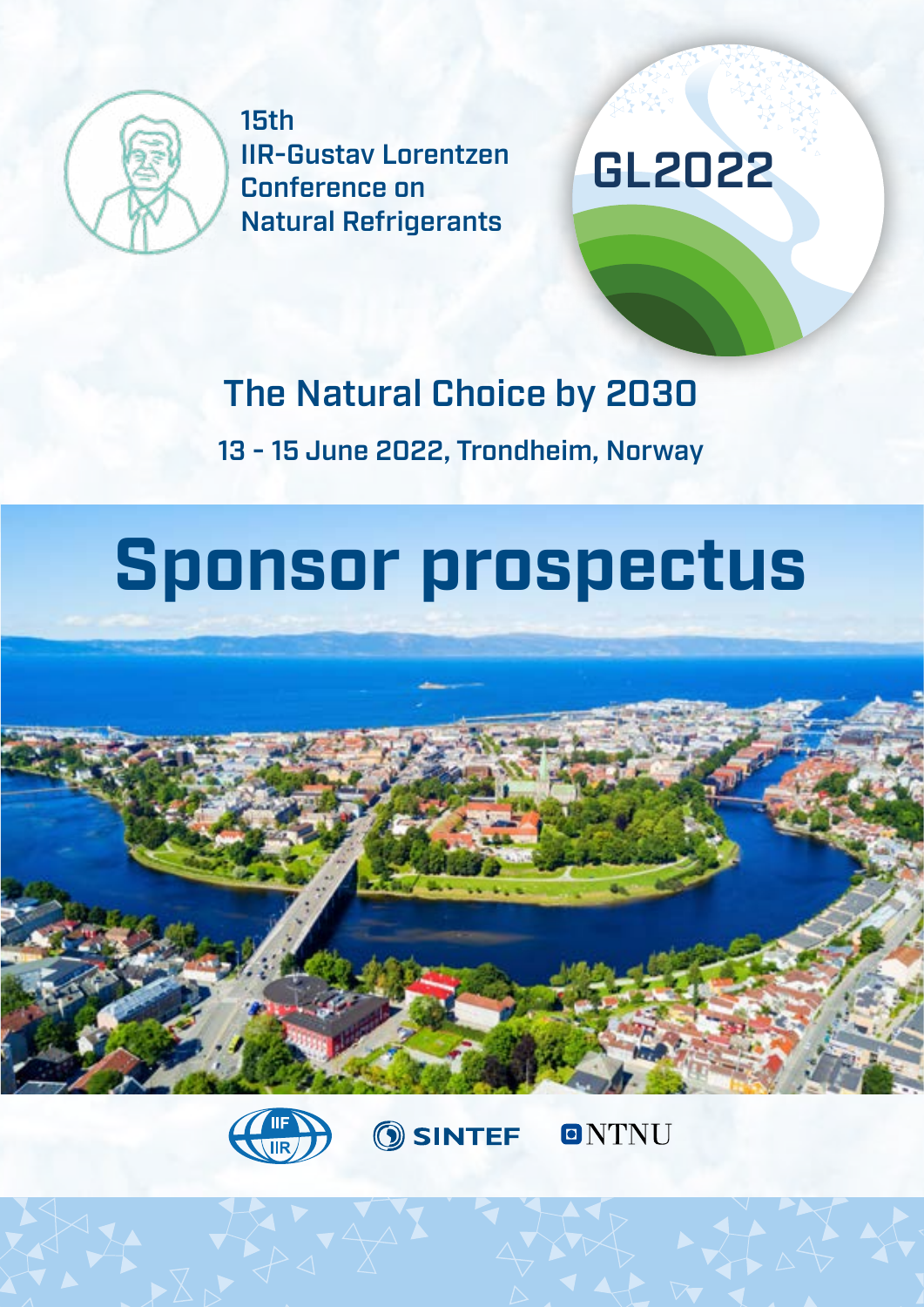15th
IIR-Gustav Lorentzen
Conference on
Natural Refrigerants

GL2022

## The Natural Choice by 2030

13 - 15 June 2022, Trondheim, Norway

# Sponsor prospectus

IIF IIR SINTEF NTNU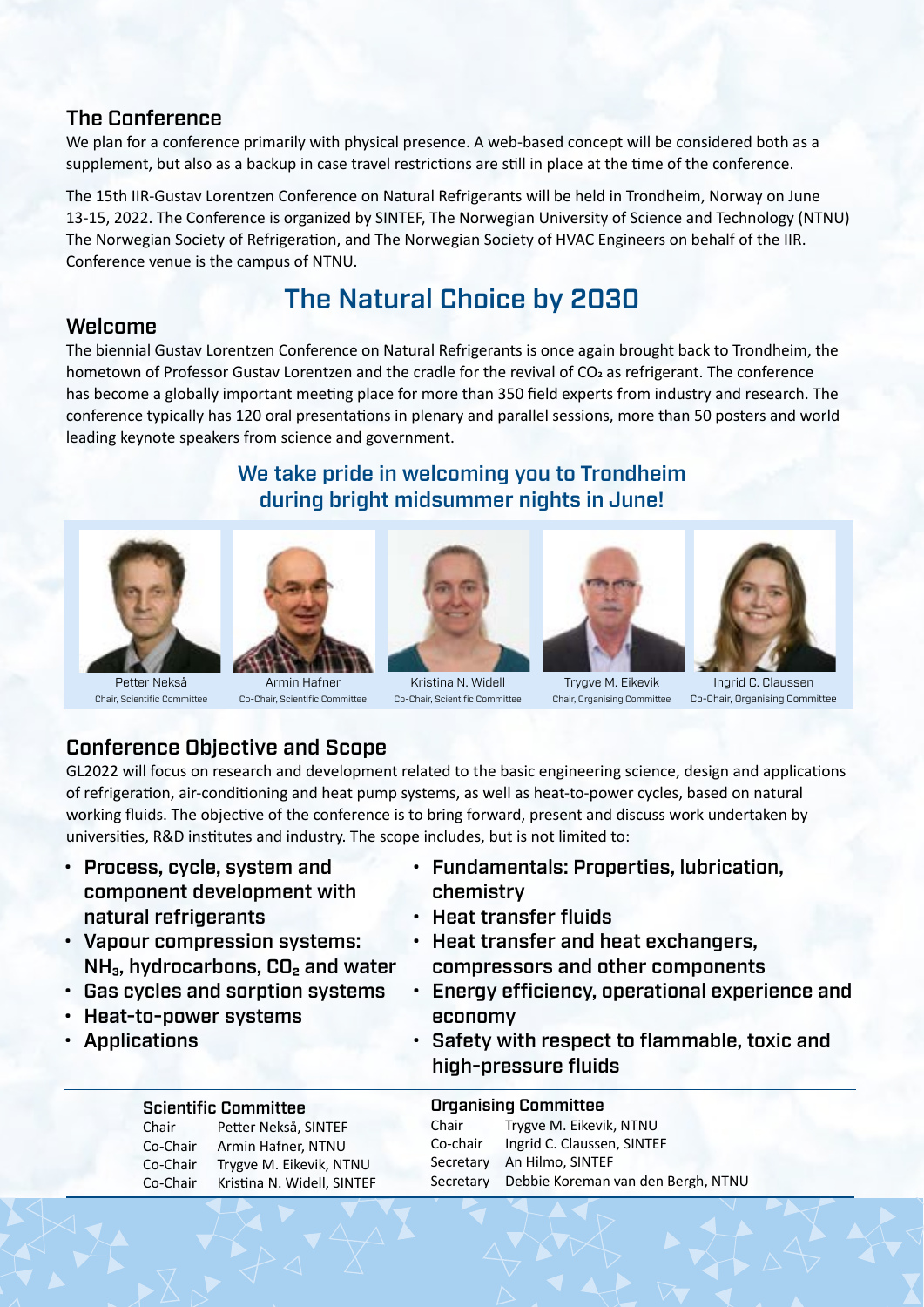## The Conference

We plan for a conference primarily with physical presence. A web-based concept will be considered both as a supplement, but also as a backup in case travel restrictions are still in place at the time of the conference.

The 15th IIR-Gustav Lorentzen Conference on Natural Refrigerants will be held in Trondheim, Norway on June 13-15, 2022. The Conference is organized by SINTEF, The Norwegian University of Science and Technology (NTNU) The Norwegian Society of Refrigeration, and The Norwegian Society of HVAC Engineers on behalf of the IIR. Conference venue is the campus of NTNU.

# The Natural Choice by 2030

## Welcome

The biennial Gustav Lorentzen Conference on Natural Refrigerants is once again brought back to Trondheim, the hometown of Professor Gustav Lorentzen and the cradle for the revival of $CO_2$ as refrigerant. The conference has become a globally important meeting place for more than 350 field experts from industry and research. The conference typically has 120 oral presentations in plenary and parallel sessions, more than 50 posters and world leading keynote speakers from science and government.

### We take pride in welcoming you to Trondheim during bright midsummer nights in June!

Petter Nekså
Chair, Scientific Committee

Armin Hafner
Co-Chair, Scientific Committee

Kristina N. Widell
Co-Chair, Scientific Committee

Trygve M. Eikevik
Chair, Organising Committee

Ingrid C. Claussen
Co-Chair, Organising Committee

## Conference Objective and Scope

GL2022 will focus on research and development related to the basic engineering science, design and applications of refrigeration, air-conditioning and heat pump systems, as well as heat-to-power cycles, based on natural working fluids. The objective of the conference is to bring forward, present and discuss work undertaken by universities, R&D institutes and industry. The scope includes, but is not limited to:

- **Process, cycle, system and component development with natural refrigerants**
- **Vapour compression systems: $NH_3$, hydrocarbons, $CO_2$ and water**
- **Gas cycles and sorption systems**
- **Heat-to-power systems**
- **Applications**
- **Fundamentals: Properties, lubrication, chemistry**
- **Heat transfer fluids**
- **Heat transfer and heat exchangers, compressors and other components**
- **Energy efficiency, operational experience and economy**
- **Safety with respect to flammable, toxic and high-pressure fluids**

**Scientific Committee**

| | |
|---|---|
| Chair | Petter Nekså, SINTEF |
| Co-Chair | Armin Hafner, NTNU |
| Co-Chair | Trygve M. Eikevik, NTNU |
| Co-Chair | Kristina N. Widell, SINTEF |

**Organising Committee**

| | |
|---|---|
| Chair | Trygve M. Eikevik, NTNU |
| Co-chair | Ingrid C. Claussen, SINTEF |
| Secretary | An Hilmo, SINTEF |
| Secretary | Debbie Koreman van den Bergh, NTNU |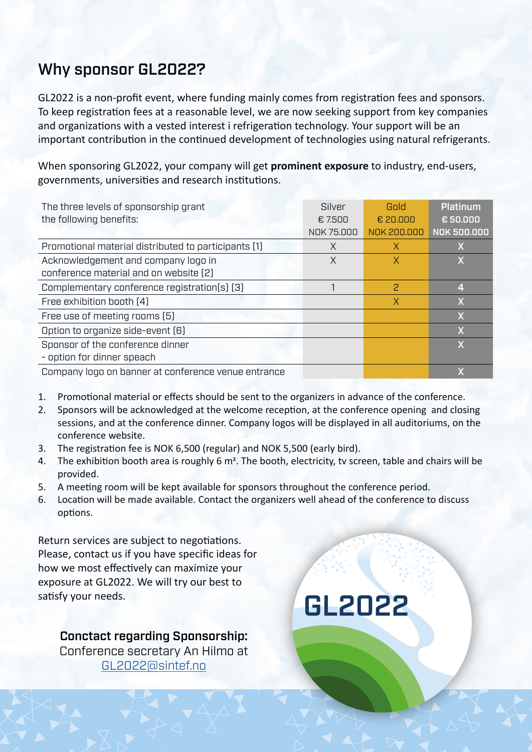## Why sponsor GL2022?

GL2022 is a non-profit event, where funding mainly comes from registration fees and sponsors. To keep registration fees at a reasonable level, we are now seeking support from key companies and organizations with a vested interest i refrigeration technology. Your support will be an important contribution in the continued development of technologies using natural refrigerants.

When sponsoring GL2022, your company will get **prominent exposure** to industry, end-users, governments, universities and research institutions.

| The three levels of sponsorship grant the following benefits: | Silver € 7.500 NOK 75.000 | Gold € 20.000 NOK 200.000 | Platinum € 50.000 NOK 500.000 |
|---|---|---|---|
| Promotional material distributed to participants (1) | X | X | X |
| Acknowledgement and company logo in conference material and on website (2) | X | X | X |
| Complementary conference registration(s) (3) | 1 | 2 | 4 |
| Free exhibition booth (4) | | X | X |
| Free use of meeting rooms (5) | | | X |
| Option to organize side-event (6) | | | X |
| Sponsor of the conference dinner - option for dinner speach | | | X |
| Company logo on banner at conference venue entrance | | | X |

1. Promotional material or effects should be sent to the organizers in advance of the conference.
2. Sponsors will be acknowledged at the welcome reception, at the conference opening and closing sessions, and at the conference dinner. Company logos will be displayed in all auditoriums, on the conference website.
3. The registration fee is NOK 6,500 (regular) and NOK 5,500 (early bird).
4. The exhibition booth area is roughly 6 m². The booth, electricity, tv screen, table and chairs will be provided.
5. A meeting room will be kept available for sponsors throughout the conference period.
6. Location will be made available. Contact the organizers well ahead of the conference to discuss options.

Return services are subject to negotiations. Please, contact us if you have specific ideas for how we most effectively can maximize your exposure at GL2022. We will try our best to satisfy your needs.

**Conctact regarding Sponsorship:**
Conference secretary An Hilmo at
GL2022@sintef.no

GL2022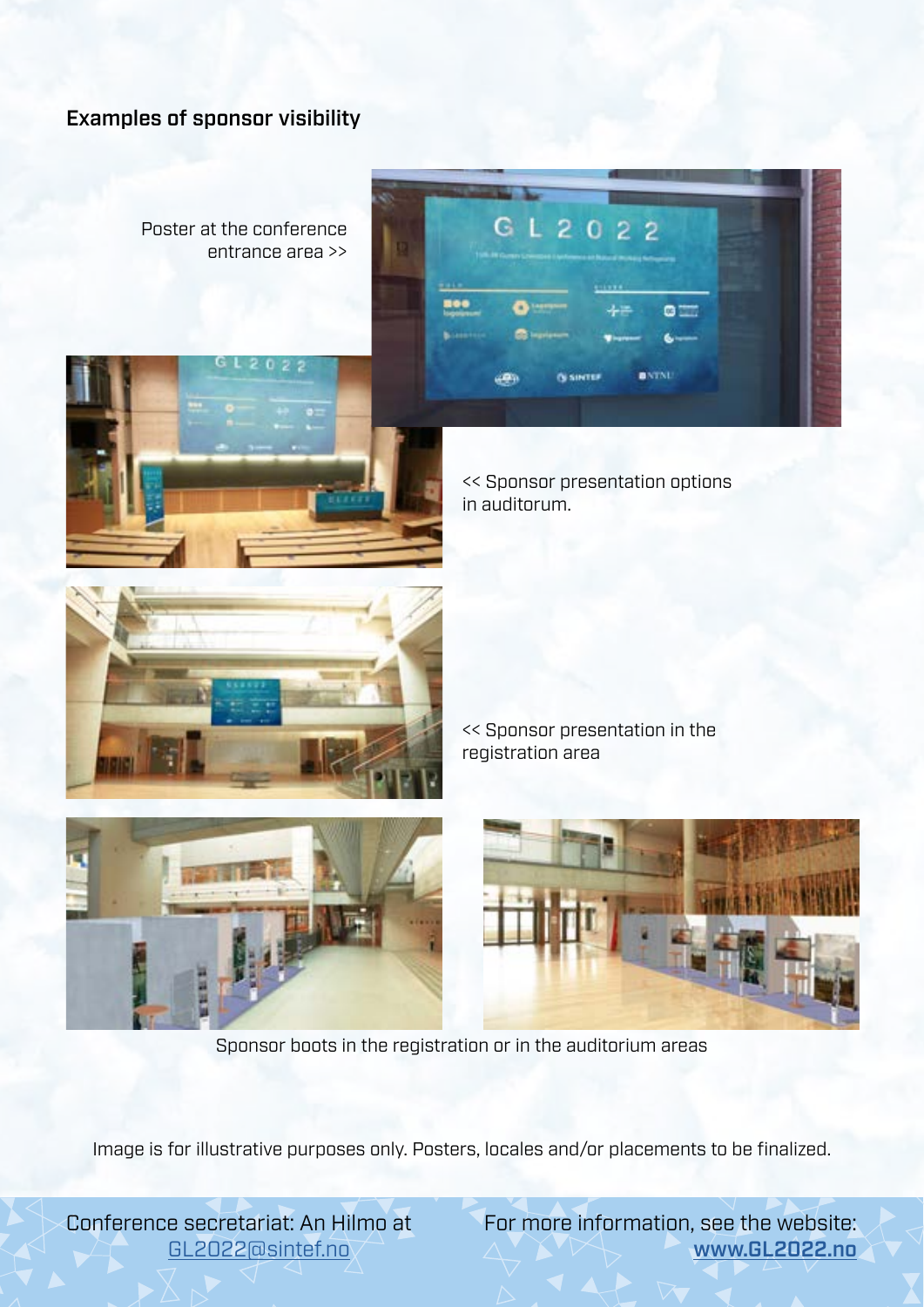## Examples of sponsor visibility

Poster at the conference entrance area >>

<< Sponsor presentation options in auditorum.

<< Sponsor presentation in the registration area

Sponsor boots in the registration or in the auditorium areas

Image is for illustrative purposes only. Posters, locales and/or placements to be finalized.

Conference secretariat: An Hilmo at GL2022@sintef.no

For more information, see the website: **www.GL2022.no**